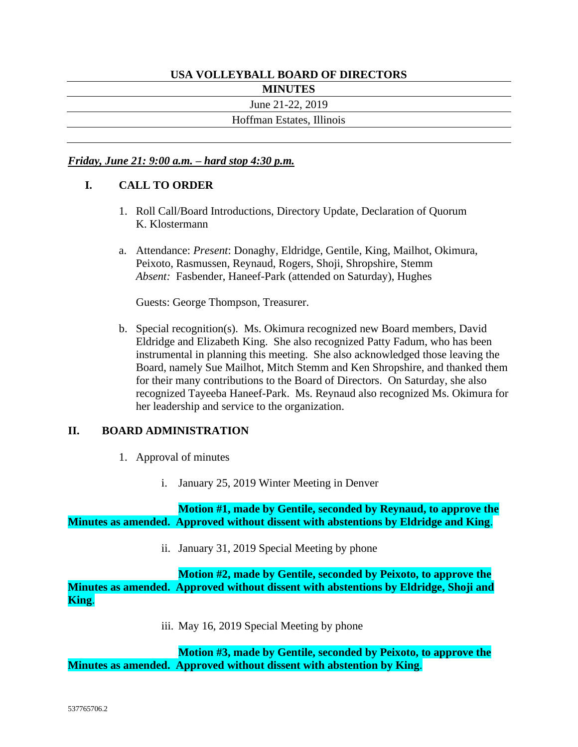# USA VOLLEYBALL BOARD OF DIRECTORS

## MINUTES

June 21-22, 2019

Hoffman Estates, Illinois

***Friday, June 21: 9:00 a.m. – hard stop 4:30 p.m.***

## I. CALL TO ORDER

1. Roll Call/Board Introductions, Directory Update, Declaration of Quorum
   K. Klostermann

a. Attendance: *Present*: Donaghy, Eldridge, Gentile, King, Mailhot, Okimura, Peixoto, Rasmussen, Reynaud, Rogers, Shoji, Shropshire, Stemm
   *Absent:* Fasbender, Haneef-Park (attended on Saturday), Hughes

   Guests: George Thompson, Treasurer.

b. Special recognition(s). Ms. Okimura recognized new Board members, David Eldridge and Elizabeth King. She also recognized Patty Fadum, who has been instrumental in planning this meeting. She also acknowledged those leaving the Board, namely Sue Mailhot, Mitch Stemm and Ken Shropshire, and thanked them for their many contributions to the Board of Directors. On Saturday, she also recognized Tayeeba Haneef-Park. Ms. Reynaud also recognized Ms. Okimura for her leadership and service to the organization.

## II. BOARD ADMINISTRATION

1. Approval of minutes

   i. January 25, 2019 Winter Meeting in Denver

**Motion #1, made by Gentile, seconded by Reynaud, to approve the Minutes as amended. Approved without dissent with abstentions by Eldridge and King**.

   ii. January 31, 2019 Special Meeting by phone

**Motion #2, made by Gentile, seconded by Peixoto, to approve the Minutes as amended. Approved without dissent with abstentions by Eldridge, Shoji and King**.

   iii. May 16, 2019 Special Meeting by phone

**Motion #3, made by Gentile, seconded by Peixoto, to approve the Minutes as amended. Approved without dissent with abstention by King**.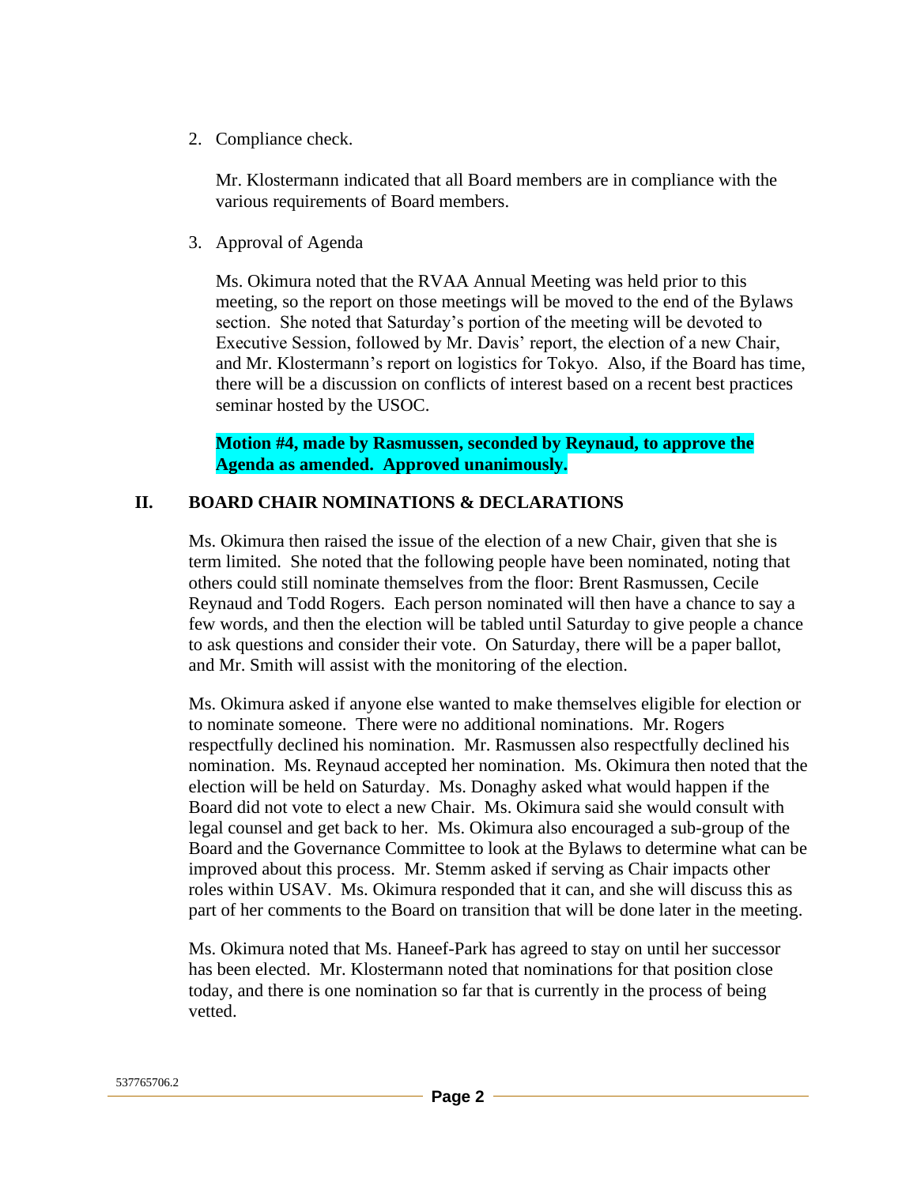2. Compliance check.

   Mr. Klostermann indicated that all Board members are in compliance with the various requirements of Board members.

3. Approval of Agenda

   Ms. Okimura noted that the RVAA Annual Meeting was held prior to this meeting, so the report on those meetings will be moved to the end of the Bylaws section. She noted that Saturday's portion of the meeting will be devoted to Executive Session, followed by Mr. Davis' report, the election of a new Chair, and Mr. Klostermann's report on logistics for Tokyo. Also, if the Board has time, there will be a discussion on conflicts of interest based on a recent best practices seminar hosted by the USOC.

   **Motion #4, made by Rasmussen, seconded by Reynaud, to approve the Agenda as amended. Approved unanimously.**

## II. BOARD CHAIR NOMINATIONS & DECLARATIONS

Ms. Okimura then raised the issue of the election of a new Chair, given that she is term limited. She noted that the following people have been nominated, noting that others could still nominate themselves from the floor: Brent Rasmussen, Cecile Reynaud and Todd Rogers. Each person nominated will then have a chance to say a few words, and then the election will be tabled until Saturday to give people a chance to ask questions and consider their vote. On Saturday, there will be a paper ballot, and Mr. Smith will assist with the monitoring of the election.

Ms. Okimura asked if anyone else wanted to make themselves eligible for election or to nominate someone. There were no additional nominations. Mr. Rogers respectfully declined his nomination. Mr. Rasmussen also respectfully declined his nomination. Ms. Reynaud accepted her nomination. Ms. Okimura then noted that the election will be held on Saturday. Ms. Donaghy asked what would happen if the Board did not vote to elect a new Chair. Ms. Okimura said she would consult with legal counsel and get back to her. Ms. Okimura also encouraged a sub-group of the Board and the Governance Committee to look at the Bylaws to determine what can be improved about this process. Mr. Stemm asked if serving as Chair impacts other roles within USAV. Ms. Okimura responded that it can, and she will discuss this as part of her comments to the Board on transition that will be done later in the meeting.

Ms. Okimura noted that Ms. Haneef-Park has agreed to stay on until her successor has been elected. Mr. Klostermann noted that nominations for that position close today, and there is one nomination so far that is currently in the process of being vetted.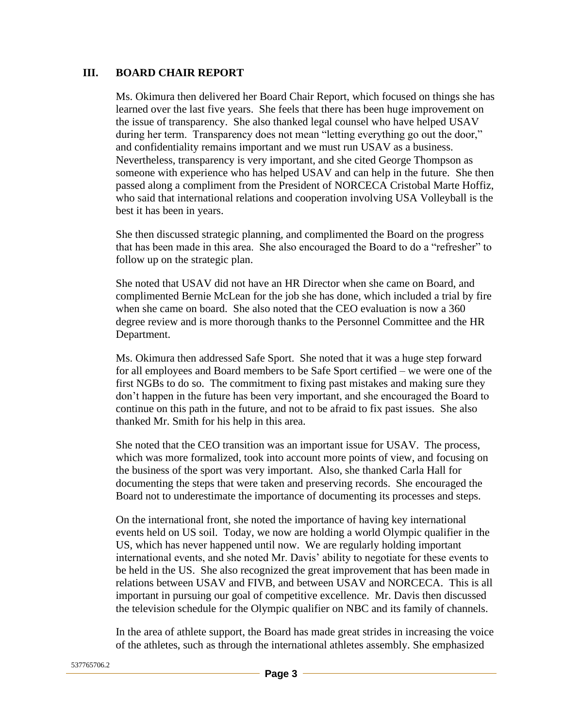## III. BOARD CHAIR REPORT

Ms. Okimura then delivered her Board Chair Report, which focused on things she has learned over the last five years. She feels that there has been huge improvement on the issue of transparency. She also thanked legal counsel who have helped USAV during her term. Transparency does not mean "letting everything go out the door," and confidentiality remains important and we must run USAV as a business. Nevertheless, transparency is very important, and she cited George Thompson as someone with experience who has helped USAV and can help in the future. She then passed along a compliment from the President of NORCECA Cristobal Marte Hoffiz, who said that international relations and cooperation involving USA Volleyball is the best it has been in years.

She then discussed strategic planning, and complimented the Board on the progress that has been made in this area. She also encouraged the Board to do a "refresher" to follow up on the strategic plan.

She noted that USAV did not have an HR Director when she came on Board, and complimented Bernie McLean for the job she has done, which included a trial by fire when she came on board. She also noted that the CEO evaluation is now a 360 degree review and is more thorough thanks to the Personnel Committee and the HR Department.

Ms. Okimura then addressed Safe Sport. She noted that it was a huge step forward for all employees and Board members to be Safe Sport certified – we were one of the first NGBs to do so. The commitment to fixing past mistakes and making sure they don't happen in the future has been very important, and she encouraged the Board to continue on this path in the future, and not to be afraid to fix past issues. She also thanked Mr. Smith for his help in this area.

She noted that the CEO transition was an important issue for USAV. The process, which was more formalized, took into account more points of view, and focusing on the business of the sport was very important. Also, she thanked Carla Hall for documenting the steps that were taken and preserving records. She encouraged the Board not to underestimate the importance of documenting its processes and steps.

On the international front, she noted the importance of having key international events held on US soil. Today, we now are holding a world Olympic qualifier in the US, which has never happened until now. We are regularly holding important international events, and she noted Mr. Davis' ability to negotiate for these events to be held in the US. She also recognized the great improvement that has been made in relations between USAV and FIVB, and between USAV and NORCECA. This is all important in pursuing our goal of competitive excellence. Mr. Davis then discussed the television schedule for the Olympic qualifier on NBC and its family of channels.

In the area of athlete support, the Board has made great strides in increasing the voice of the athletes, such as through the international athletes assembly. She emphasized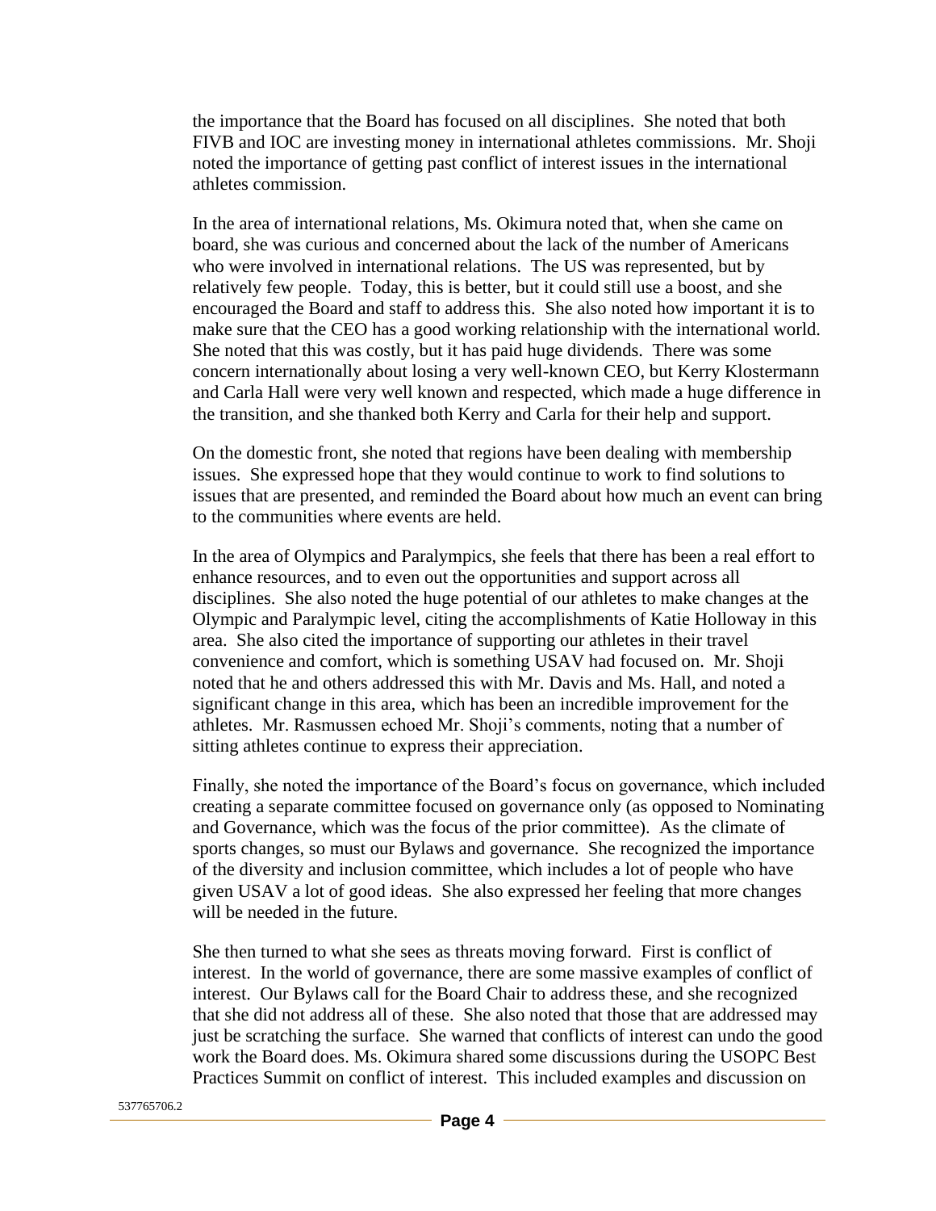the importance that the Board has focused on all disciplines. She noted that both FIVB and IOC are investing money in international athletes commissions. Mr. Shoji noted the importance of getting past conflict of interest issues in the international athletes commission.

In the area of international relations, Ms. Okimura noted that, when she came on board, she was curious and concerned about the lack of the number of Americans who were involved in international relations. The US was represented, but by relatively few people. Today, this is better, but it could still use a boost, and she encouraged the Board and staff to address this. She also noted how important it is to make sure that the CEO has a good working relationship with the international world. She noted that this was costly, but it has paid huge dividends. There was some concern internationally about losing a very well-known CEO, but Kerry Klostermann and Carla Hall were very well known and respected, which made a huge difference in the transition, and she thanked both Kerry and Carla for their help and support.

On the domestic front, she noted that regions have been dealing with membership issues. She expressed hope that they would continue to work to find solutions to issues that are presented, and reminded the Board about how much an event can bring to the communities where events are held.

In the area of Olympics and Paralympics, she feels that there has been a real effort to enhance resources, and to even out the opportunities and support across all disciplines. She also noted the huge potential of our athletes to make changes at the Olympic and Paralympic level, citing the accomplishments of Katie Holloway in this area. She also cited the importance of supporting our athletes in their travel convenience and comfort, which is something USAV had focused on. Mr. Shoji noted that he and others addressed this with Mr. Davis and Ms. Hall, and noted a significant change in this area, which has been an incredible improvement for the athletes. Mr. Rasmussen echoed Mr. Shoji's comments, noting that a number of sitting athletes continue to express their appreciation.

Finally, she noted the importance of the Board's focus on governance, which included creating a separate committee focused on governance only (as opposed to Nominating and Governance, which was the focus of the prior committee). As the climate of sports changes, so must our Bylaws and governance. She recognized the importance of the diversity and inclusion committee, which includes a lot of people who have given USAV a lot of good ideas. She also expressed her feeling that more changes will be needed in the future.

She then turned to what she sees as threats moving forward. First is conflict of interest. In the world of governance, there are some massive examples of conflict of interest. Our Bylaws call for the Board Chair to address these, and she recognized that she did not address all of these. She also noted that those that are addressed may just be scratching the surface. She warned that conflicts of interest can undo the good work the Board does. Ms. Okimura shared some discussions during the USOPC Best Practices Summit on conflict of interest. This included examples and discussion on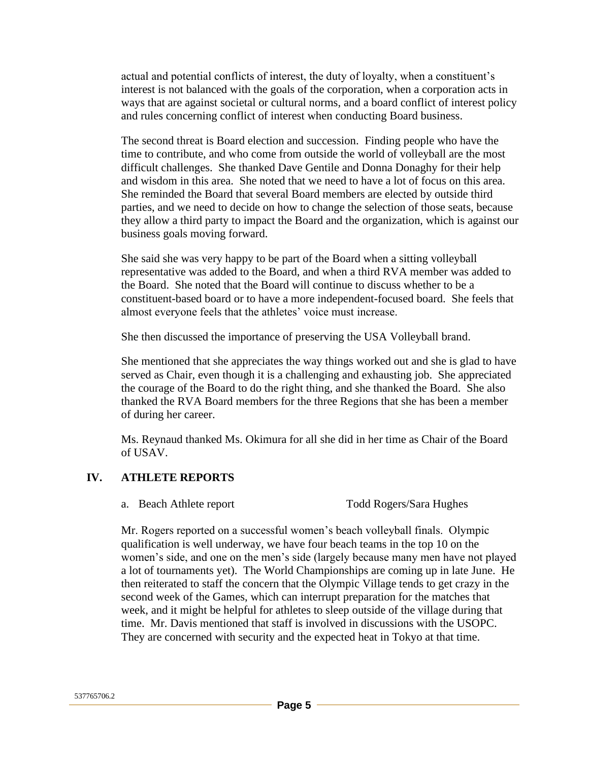actual and potential conflicts of interest, the duty of loyalty, when a constituent's interest is not balanced with the goals of the corporation, when a corporation acts in ways that are against societal or cultural norms, and a board conflict of interest policy and rules concerning conflict of interest when conducting Board business.

The second threat is Board election and succession. Finding people who have the time to contribute, and who come from outside the world of volleyball are the most difficult challenges. She thanked Dave Gentile and Donna Donaghy for their help and wisdom in this area. She noted that we need to have a lot of focus on this area. She reminded the Board that several Board members are elected by outside third parties, and we need to decide on how to change the selection of those seats, because they allow a third party to impact the Board and the organization, which is against our business goals moving forward.

She said she was very happy to be part of the Board when a sitting volleyball representative was added to the Board, and when a third RVA member was added to the Board. She noted that the Board will continue to discuss whether to be a constituent-based board or to have a more independent-focused board. She feels that almost everyone feels that the athletes' voice must increase.

She then discussed the importance of preserving the USA Volleyball brand.

She mentioned that she appreciates the way things worked out and she is glad to have served as Chair, even though it is a challenging and exhausting job. She appreciated the courage of the Board to do the right thing, and she thanked the Board. She also thanked the RVA Board members for the three Regions that she has been a member of during her career.

Ms. Reynaud thanked Ms. Okimura for all she did in her time as Chair of the Board of USAV.

## IV. ATHLETE REPORTS

a. Beach Athlete report — Todd Rogers/Sara Hughes

Mr. Rogers reported on a successful women's beach volleyball finals. Olympic qualification is well underway, we have four beach teams in the top 10 on the women's side, and one on the men's side (largely because many men have not played a lot of tournaments yet). The World Championships are coming up in late June. He then reiterated to staff the concern that the Olympic Village tends to get crazy in the second week of the Games, which can interrupt preparation for the matches that week, and it might be helpful for athletes to sleep outside of the village during that time. Mr. Davis mentioned that staff is involved in discussions with the USOPC. They are concerned with security and the expected heat in Tokyo at that time.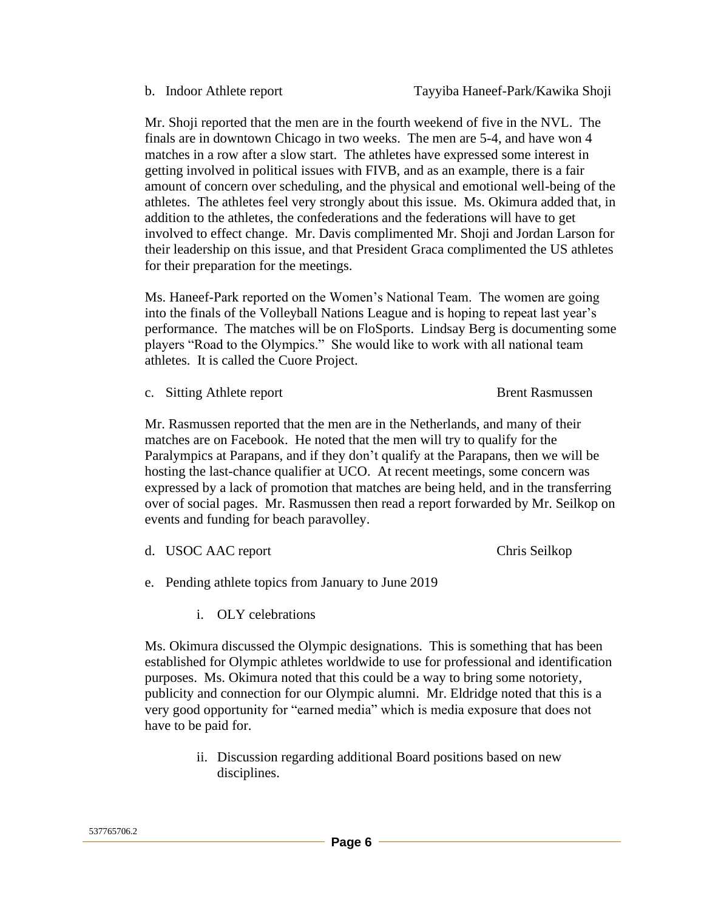b. Indoor Athlete report Tayyiba Haneef-Park/Kawika Shoji

Mr. Shoji reported that the men are in the fourth weekend of five in the NVL. The finals are in downtown Chicago in two weeks. The men are 5-4, and have won 4 matches in a row after a slow start. The athletes have expressed some interest in getting involved in political issues with FIVB, and as an example, there is a fair amount of concern over scheduling, and the physical and emotional well-being of the athletes. The athletes feel very strongly about this issue. Ms. Okimura added that, in addition to the athletes, the confederations and the federations will have to get involved to effect change. Mr. Davis complimented Mr. Shoji and Jordan Larson for their leadership on this issue, and that President Graca complimented the US athletes for their preparation for the meetings.

Ms. Haneef-Park reported on the Women's National Team. The women are going into the finals of the Volleyball Nations League and is hoping to repeat last year's performance. The matches will be on FloSports. Lindsay Berg is documenting some players "Road to the Olympics." She would like to work with all national team athletes. It is called the Cuore Project.

c. Sitting Athlete report Brent Rasmussen

Mr. Rasmussen reported that the men are in the Netherlands, and many of their matches are on Facebook. He noted that the men will try to qualify for the Paralympics at Parapans, and if they don't qualify at the Parapans, then we will be hosting the last-chance qualifier at UCO. At recent meetings, some concern was expressed by a lack of promotion that matches are being held, and in the transferring over of social pages. Mr. Rasmussen then read a report forwarded by Mr. Seilkop on events and funding for beach paravolley.

d. USOC AAC report Chris Seilkop

e. Pending athlete topics from January to June 2019

i. OLY celebrations

Ms. Okimura discussed the Olympic designations. This is something that has been established for Olympic athletes worldwide to use for professional and identification purposes. Ms. Okimura noted that this could be a way to bring some notoriety, publicity and connection for our Olympic alumni. Mr. Eldridge noted that this is a very good opportunity for "earned media" which is media exposure that does not have to be paid for.

ii. Discussion regarding additional Board positions based on new disciplines.

537765706.2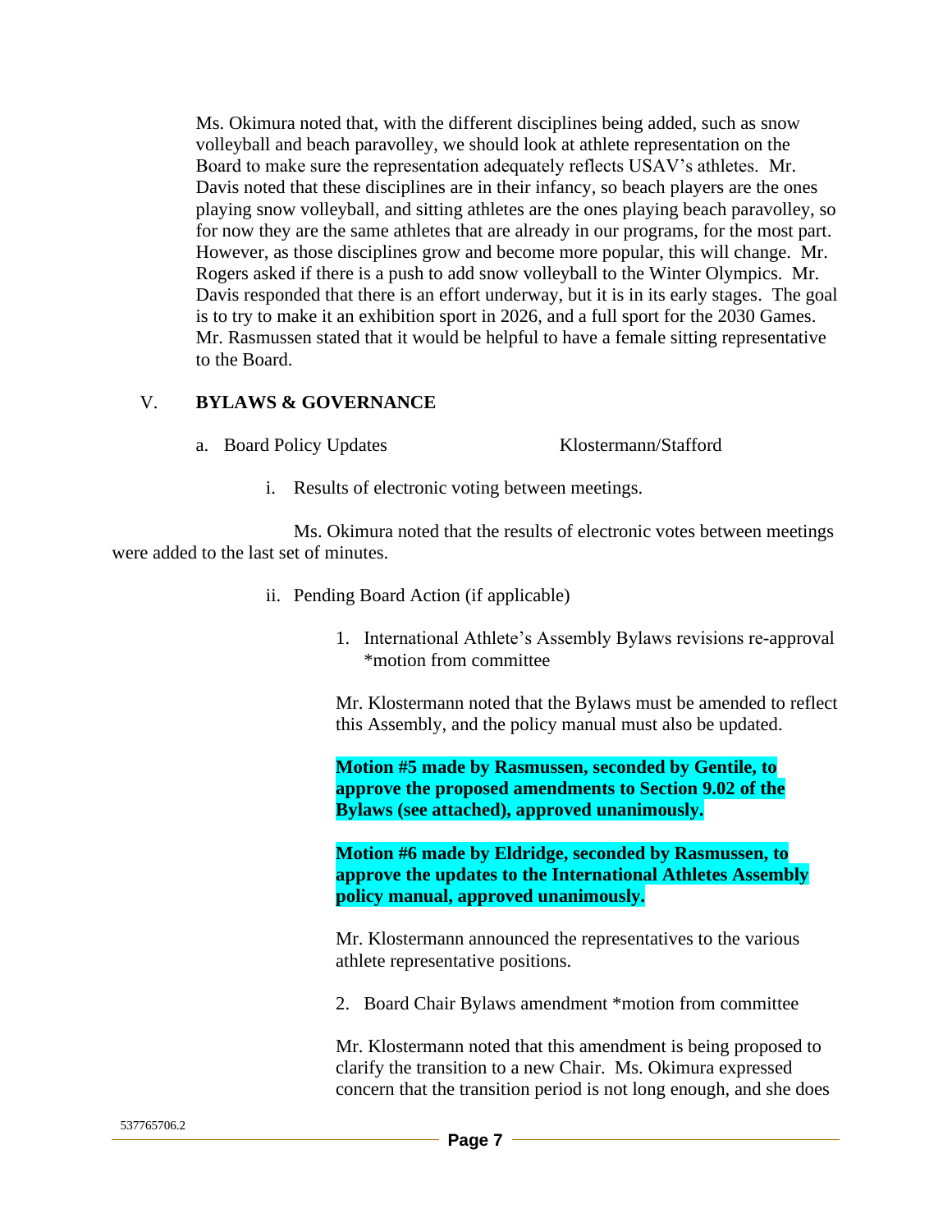Ms. Okimura noted that, with the different disciplines being added, such as snow volleyball and beach paravolley, we should look at athlete representation on the Board to make sure the representation adequately reflects USAV's athletes. Mr. Davis noted that these disciplines are in their infancy, so beach players are the ones playing snow volleyball, and sitting athletes are the ones playing beach paravolley, so for now they are the same athletes that are already in our programs, for the most part. However, as those disciplines grow and become more popular, this will change. Mr. Rogers asked if there is a push to add snow volleyball to the Winter Olympics. Mr. Davis responded that there is an effort underway, but it is in its early stages. The goal is to try to make it an exhibition sport in 2026, and a full sport for the 2030 Games. Mr. Rasmussen stated that it would be helpful to have a female sitting representative to the Board.

## V. BYLAWS & GOVERNANCE

a. Board Policy Updates — Klostermann/Stafford

i. Results of electronic voting between meetings.

Ms. Okimura noted that the results of electronic votes between meetings were added to the last set of minutes.

ii. Pending Board Action (if applicable)

1. International Athlete's Assembly Bylaws revisions re-approval *motion from committee

Mr. Klostermann noted that the Bylaws must be amended to reflect this Assembly, and the policy manual must also be updated.

**Motion #5 made by Rasmussen, seconded by Gentile, to approve the proposed amendments to Section 9.02 of the Bylaws (see attached), approved unanimously.**

**Motion #6 made by Eldridge, seconded by Rasmussen, to approve the updates to the International Athletes Assembly policy manual, approved unanimously.**

Mr. Klostermann announced the representatives to the various athlete representative positions.

2. Board Chair Bylaws amendment *motion from committee

Mr. Klostermann noted that this amendment is being proposed to clarify the transition to a new Chair. Ms. Okimura expressed concern that the transition period is not long enough, and she does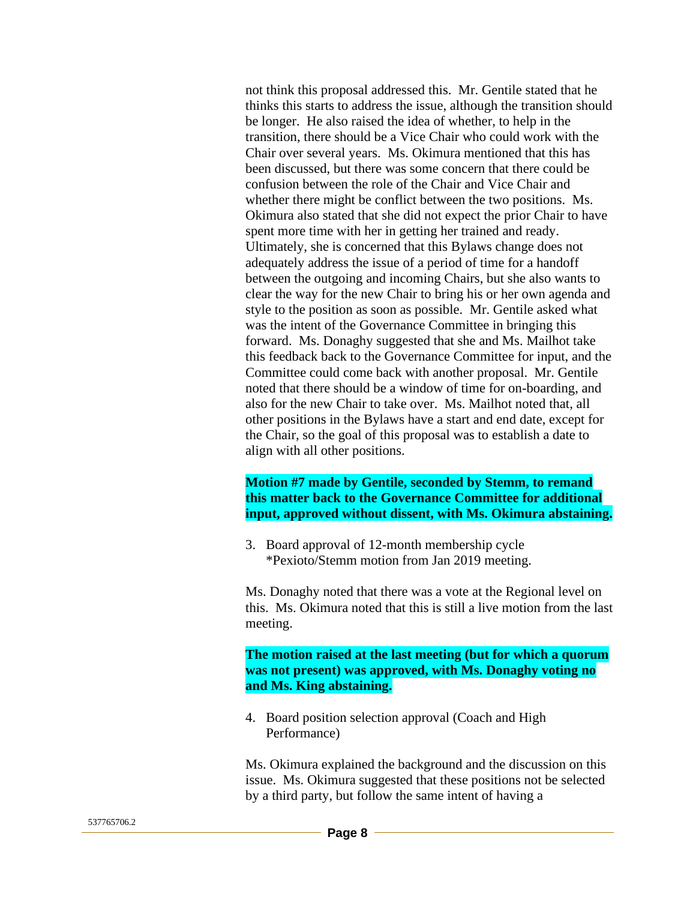not think this proposal addressed this. Mr. Gentile stated that he thinks this starts to address the issue, although the transition should be longer. He also raised the idea of whether, to help in the transition, there should be a Vice Chair who could work with the Chair over several years. Ms. Okimura mentioned that this has been discussed, but there was some concern that there could be confusion between the role of the Chair and Vice Chair and whether there might be conflict between the two positions. Ms. Okimura also stated that she did not expect the prior Chair to have spent more time with her in getting her trained and ready. Ultimately, she is concerned that this Bylaws change does not adequately address the issue of a period of time for a handoff between the outgoing and incoming Chairs, but she also wants to clear the way for the new Chair to bring his or her own agenda and style to the position as soon as possible. Mr. Gentile asked what was the intent of the Governance Committee in bringing this forward. Ms. Donaghy suggested that she and Ms. Mailhot take this feedback back to the Governance Committee for input, and the Committee could come back with another proposal. Mr. Gentile noted that there should be a window of time for on-boarding, and also for the new Chair to take over. Ms. Mailhot noted that, all other positions in the Bylaws have a start and end date, except for the Chair, so the goal of this proposal was to establish a date to align with all other positions.

**Motion #7 made by Gentile, seconded by Stemm, to remand this matter back to the Governance Committee for additional input, approved without dissent, with Ms. Okimura abstaining.**

3. Board approval of 12-month membership cycle
   *Pexioto/Stemm motion from Jan 2019 meeting.

Ms. Donaghy noted that there was a vote at the Regional level on this. Ms. Okimura noted that this is still a live motion from the last meeting.

**The motion raised at the last meeting (but for which a quorum was not present) was approved, with Ms. Donaghy voting no and Ms. King abstaining.**

4. Board position selection approval (Coach and High Performance)

Ms. Okimura explained the background and the discussion on this issue. Ms. Okimura suggested that these positions not be selected by a third party, but follow the same intent of having a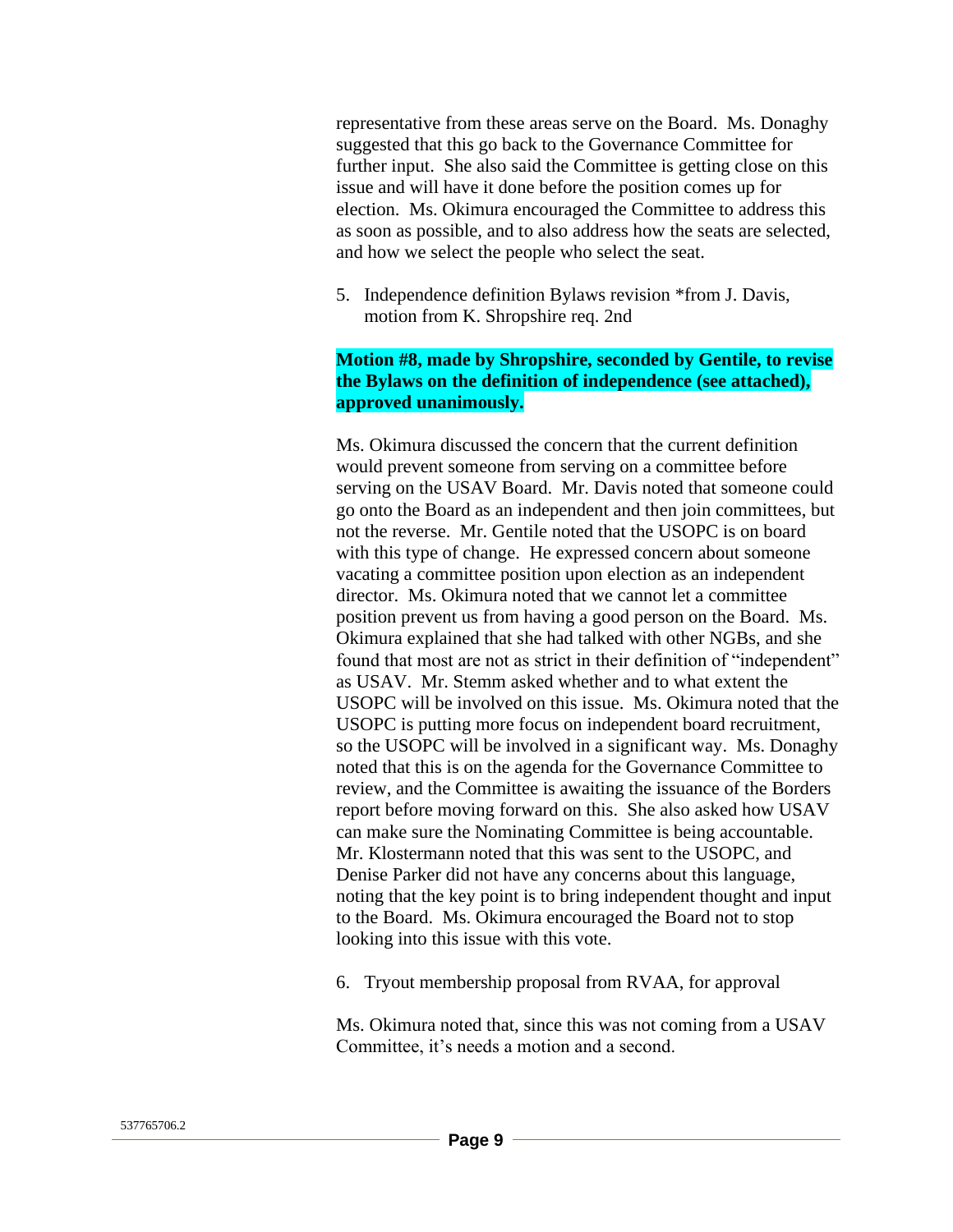representative from these areas serve on the Board. Ms. Donaghy suggested that this go back to the Governance Committee for further input. She also said the Committee is getting close on this issue and will have it done before the position comes up for election. Ms. Okimura encouraged the Committee to address this as soon as possible, and to also address how the seats are selected, and how we select the people who select the seat.

5. Independence definition Bylaws revision *from J. Davis, motion from K. Shropshire req. 2nd

**Motion #8, made by Shropshire, seconded by Gentile, to revise the Bylaws on the definition of independence (see attached), approved unanimously.**

Ms. Okimura discussed the concern that the current definition would prevent someone from serving on a committee before serving on the USAV Board. Mr. Davis noted that someone could go onto the Board as an independent and then join committees, but not the reverse. Mr. Gentile noted that the USOPC is on board with this type of change. He expressed concern about someone vacating a committee position upon election as an independent director. Ms. Okimura noted that we cannot let a committee position prevent us from having a good person on the Board. Ms. Okimura explained that she had talked with other NGBs, and she found that most are not as strict in their definition of "independent" as USAV. Mr. Stemm asked whether and to what extent the USOPC will be involved on this issue. Ms. Okimura noted that the USOPC is putting more focus on independent board recruitment, so the USOPC will be involved in a significant way. Ms. Donaghy noted that this is on the agenda for the Governance Committee to review, and the Committee is awaiting the issuance of the Borders report before moving forward on this. She also asked how USAV can make sure the Nominating Committee is being accountable. Mr. Klostermann noted that this was sent to the USOPC, and Denise Parker did not have any concerns about this language, noting that the key point is to bring independent thought and input to the Board. Ms. Okimura encouraged the Board not to stop looking into this issue with this vote.

6. Tryout membership proposal from RVAA, for approval

Ms. Okimura noted that, since this was not coming from a USAV Committee, it's needs a motion and a second.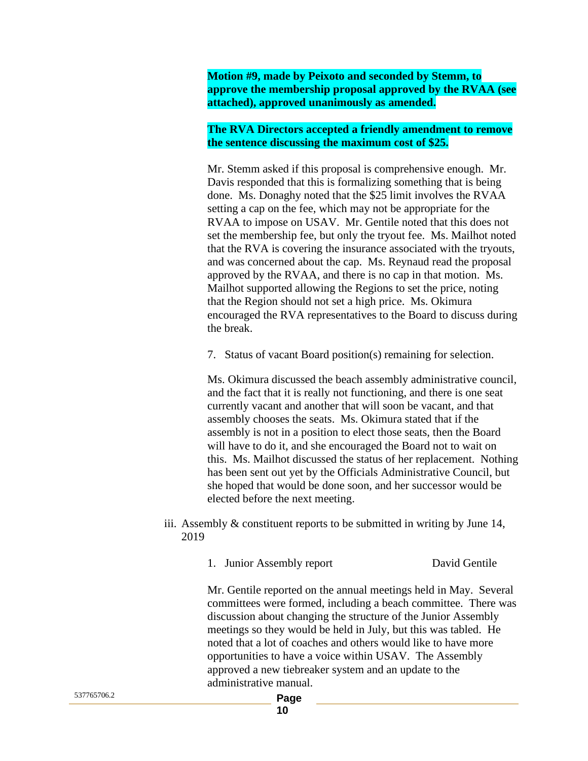**Motion #9, made by Peixoto and seconded by Stemm, to approve the membership proposal approved by the RVAA (see attached), approved unanimously as amended.**

**The RVA Directors accepted a friendly amendment to remove the sentence discussing the maximum cost of $25.**

Mr. Stemm asked if this proposal is comprehensive enough. Mr. Davis responded that this is formalizing something that is being done. Ms. Donaghy noted that the $25 limit involves the RVAA setting a cap on the fee, which may not be appropriate for the RVAA to impose on USAV. Mr. Gentile noted that this does not set the membership fee, but only the tryout fee. Ms. Mailhot noted that the RVA is covering the insurance associated with the tryouts, and was concerned about the cap. Ms. Reynaud read the proposal approved by the RVAA, and there is no cap in that motion. Ms. Mailhot supported allowing the Regions to set the price, noting that the Region should not set a high price. Ms. Okimura encouraged the RVA representatives to the Board to discuss during the break.

7. Status of vacant Board position(s) remaining for selection.

Ms. Okimura discussed the beach assembly administrative council, and the fact that it is really not functioning, and there is one seat currently vacant and another that will soon be vacant, and that assembly chooses the seats. Ms. Okimura stated that if the assembly is not in a position to elect those seats, then the Board will have to do it, and she encouraged the Board not to wait on this. Ms. Mailhot discussed the status of her replacement. Nothing has been sent out yet by the Officials Administrative Council, but she hoped that would be done soon, and her successor would be elected before the next meeting.

iii. Assembly & constituent reports to be submitted in writing by June 14, 2019

1. Junior Assembly report — David Gentile

Mr. Gentile reported on the annual meetings held in May. Several committees were formed, including a beach committee. There was discussion about changing the structure of the Junior Assembly meetings so they would be held in July, but this was tabled. He noted that a lot of coaches and others would like to have more opportunities to have a voice within USAV. The Assembly approved a new tiebreaker system and an update to the administrative manual.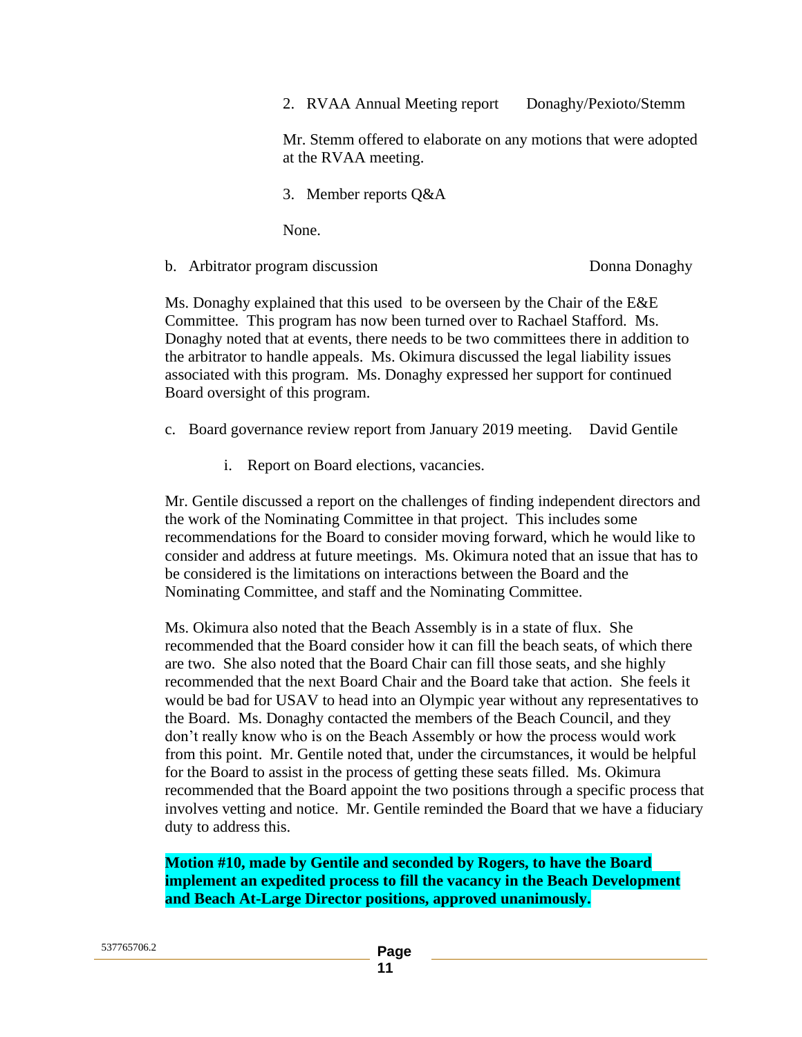2. RVAA Annual Meeting report Donaghy/Pexioto/Stemm

Mr. Stemm offered to elaborate on any motions that were adopted at the RVAA meeting.

3. Member reports Q&A

None.

b. Arbitrator program discussion Donna Donaghy

Ms. Donaghy explained that this used to be overseen by the Chair of the E&E Committee. This program has now been turned over to Rachael Stafford. Ms. Donaghy noted that at events, there needs to be two committees there in addition to the arbitrator to handle appeals. Ms. Okimura discussed the legal liability issues associated with this program. Ms. Donaghy expressed her support for continued Board oversight of this program.

c. Board governance review report from January 2019 meeting. David Gentile

i. Report on Board elections, vacancies.

Mr. Gentile discussed a report on the challenges of finding independent directors and the work of the Nominating Committee in that project. This includes some recommendations for the Board to consider moving forward, which he would like to consider and address at future meetings. Ms. Okimura noted that an issue that has to be considered is the limitations on interactions between the Board and the Nominating Committee, and staff and the Nominating Committee.

Ms. Okimura also noted that the Beach Assembly is in a state of flux. She recommended that the Board consider how it can fill the beach seats, of which there are two. She also noted that the Board Chair can fill those seats, and she highly recommended that the next Board Chair and the Board take that action. She feels it would be bad for USAV to head into an Olympic year without any representatives to the Board. Ms. Donaghy contacted the members of the Beach Council, and they don't really know who is on the Beach Assembly or how the process would work from this point. Mr. Gentile noted that, under the circumstances, it would be helpful for the Board to assist in the process of getting these seats filled. Ms. Okimura recommended that the Board appoint the two positions through a specific process that involves vetting and notice. Mr. Gentile reminded the Board that we have a fiduciary duty to address this.

**Motion #10, made by Gentile and seconded by Rogers, to have the Board implement an expedited process to fill the vacancy in the Beach Development and Beach At-Large Director positions, approved unanimously.**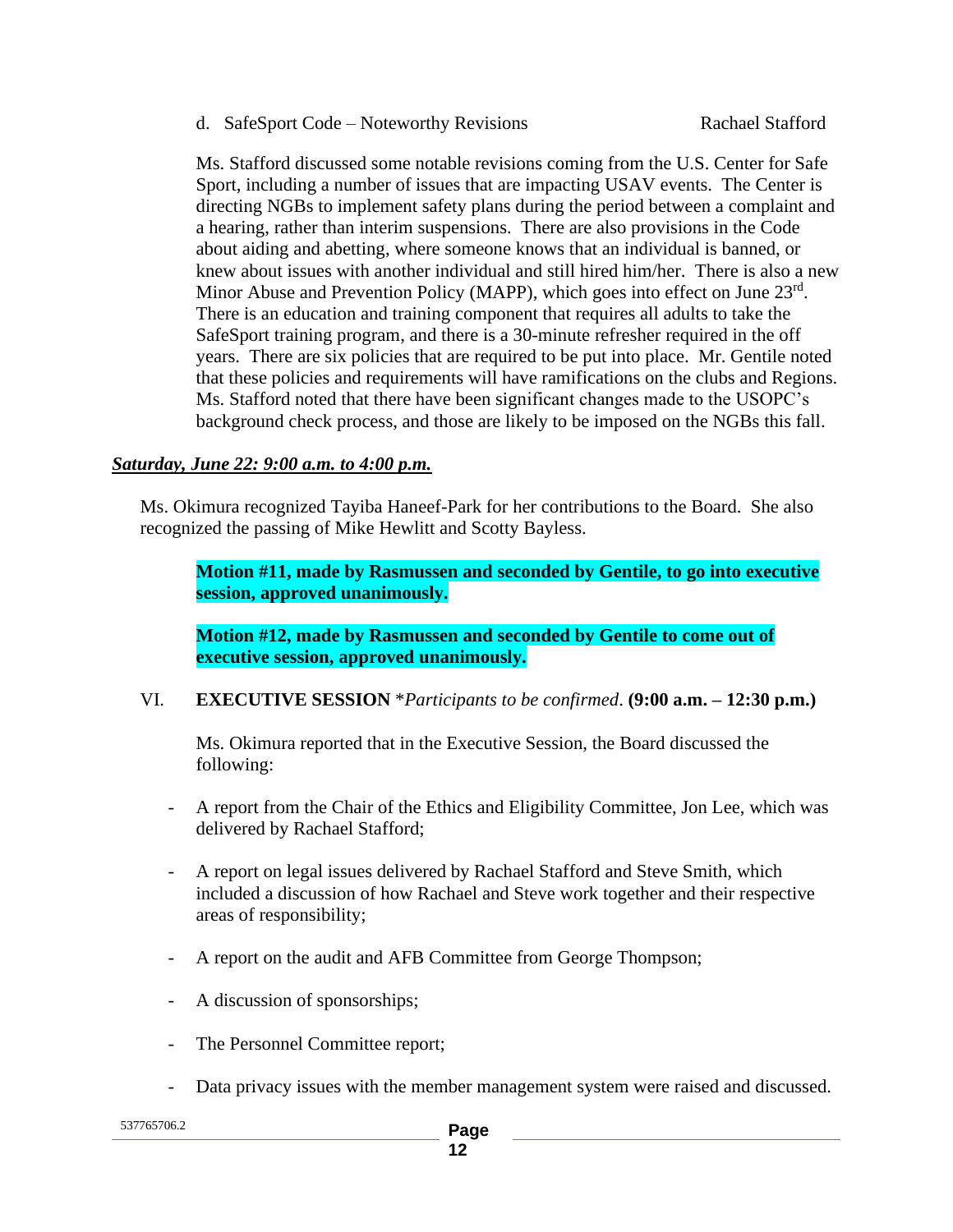d. SafeSport Code – Noteworthy Revisions  Rachael Stafford

Ms. Stafford discussed some notable revisions coming from the U.S. Center for Safe Sport, including a number of issues that are impacting USAV events. The Center is directing NGBs to implement safety plans during the period between a complaint and a hearing, rather than interim suspensions. There are also provisions in the Code about aiding and abetting, where someone knows that an individual is banned, or knew about issues with another individual and still hired him/her. There is also a new Minor Abuse and Prevention Policy (MAPP), which goes into effect on June 23rd. There is an education and training component that requires all adults to take the SafeSport training program, and there is a 30-minute refresher required in the off years. There are six policies that are required to be put into place. Mr. Gentile noted that these policies and requirements will have ramifications on the clubs and Regions. Ms. Stafford noted that there have been significant changes made to the USOPC's background check process, and those are likely to be imposed on the NGBs this fall.

***Saturday, June 22: 9:00 a.m. to 4:00 p.m.***

Ms. Okimura recognized Tayiba Haneef-Park for her contributions to the Board. She also recognized the passing of Mike Hewlitt and Scotty Bayless.

**Motion #11, made by Rasmussen and seconded by Gentile, to go into executive session, approved unanimously.**

**Motion #12, made by Rasmussen and seconded by Gentile to come out of executive session, approved unanimously.**

VI. **EXECUTIVE SESSION** \**Participants to be confirmed*. **(9:00 a.m. – 12:30 p.m.)**

Ms. Okimura reported that in the Executive Session, the Board discussed the following:

- A report from the Chair of the Ethics and Eligibility Committee, Jon Lee, which was delivered by Rachael Stafford;
- A report on legal issues delivered by Rachael Stafford and Steve Smith, which included a discussion of how Rachael and Steve work together and their respective areas of responsibility;
- A report on the audit and AFB Committee from George Thompson;
- A discussion of sponsorships;
- The Personnel Committee report;
- Data privacy issues with the member management system were raised and discussed.

537765706.2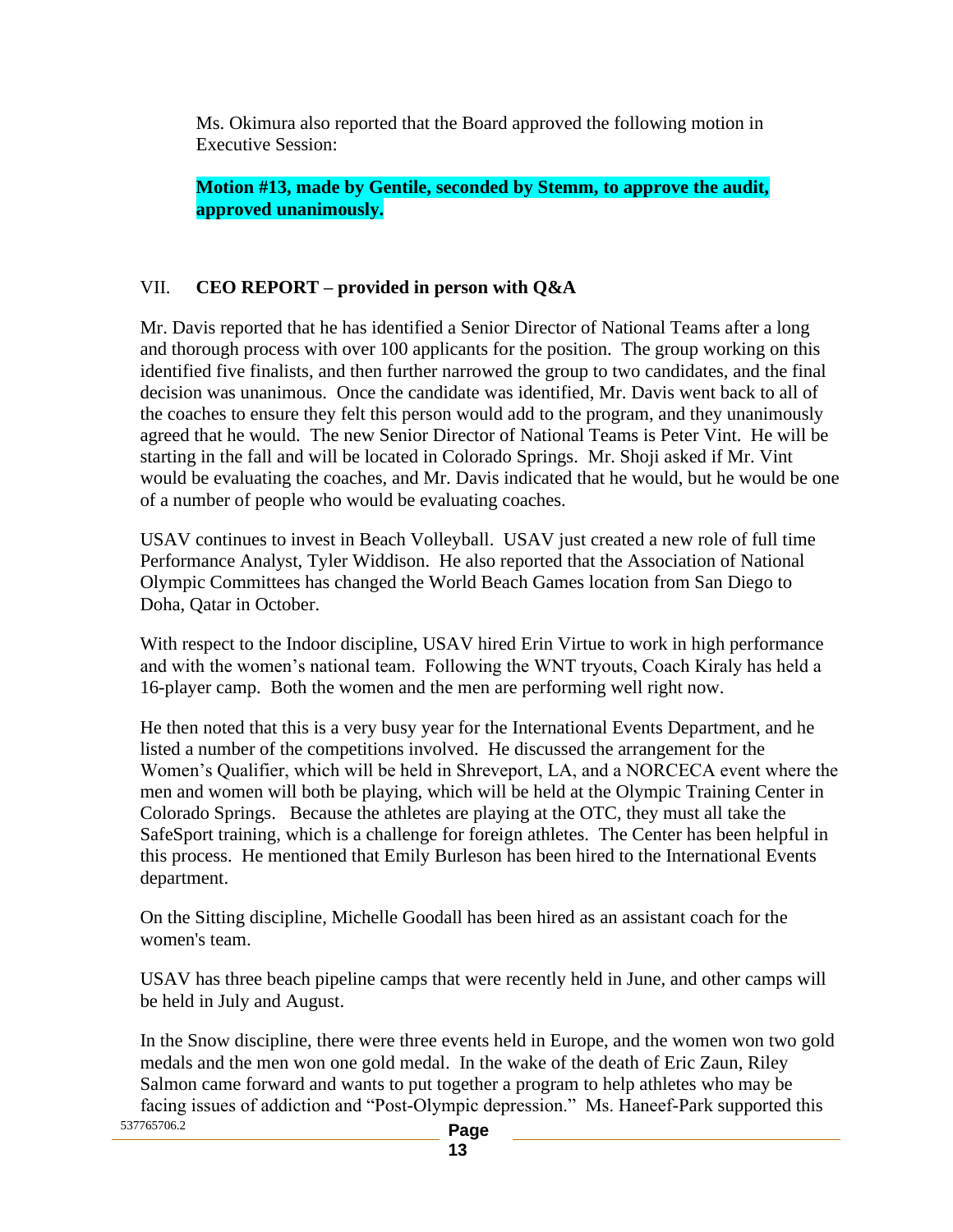Ms. Okimura also reported that the Board approved the following motion in Executive Session:

**Motion #13, made by Gentile, seconded by Stemm, to approve the audit, approved unanimously.**

## VII. CEO REPORT – provided in person with Q&A

Mr. Davis reported that he has identified a Senior Director of National Teams after a long and thorough process with over 100 applicants for the position. The group working on this identified five finalists, and then further narrowed the group to two candidates, and the final decision was unanimous. Once the candidate was identified, Mr. Davis went back to all of the coaches to ensure they felt this person would add to the program, and they unanimously agreed that he would. The new Senior Director of National Teams is Peter Vint. He will be starting in the fall and will be located in Colorado Springs. Mr. Shoji asked if Mr. Vint would be evaluating the coaches, and Mr. Davis indicated that he would, but he would be one of a number of people who would be evaluating coaches.

USAV continues to invest in Beach Volleyball. USAV just created a new role of full time Performance Analyst, Tyler Widdison. He also reported that the Association of National Olympic Committees has changed the World Beach Games location from San Diego to Doha, Qatar in October.

With respect to the Indoor discipline, USAV hired Erin Virtue to work in high performance and with the women's national team. Following the WNT tryouts, Coach Kiraly has held a 16-player camp. Both the women and the men are performing well right now.

He then noted that this is a very busy year for the International Events Department, and he listed a number of the competitions involved. He discussed the arrangement for the Women's Qualifier, which will be held in Shreveport, LA, and a NORCECA event where the men and women will both be playing, which will be held at the Olympic Training Center in Colorado Springs. Because the athletes are playing at the OTC, they must all take the SafeSport training, which is a challenge for foreign athletes. The Center has been helpful in this process. He mentioned that Emily Burleson has been hired to the International Events department.

On the Sitting discipline, Michelle Goodall has been hired as an assistant coach for the women's team.

USAV has three beach pipeline camps that were recently held in June, and other camps will be held in July and August.

In the Snow discipline, there were three events held in Europe, and the women won two gold medals and the men won one gold medal. In the wake of the death of Eric Zaun, Riley Salmon came forward and wants to put together a program to help athletes who may be facing issues of addiction and "Post-Olympic depression." Ms. Haneef-Park supported this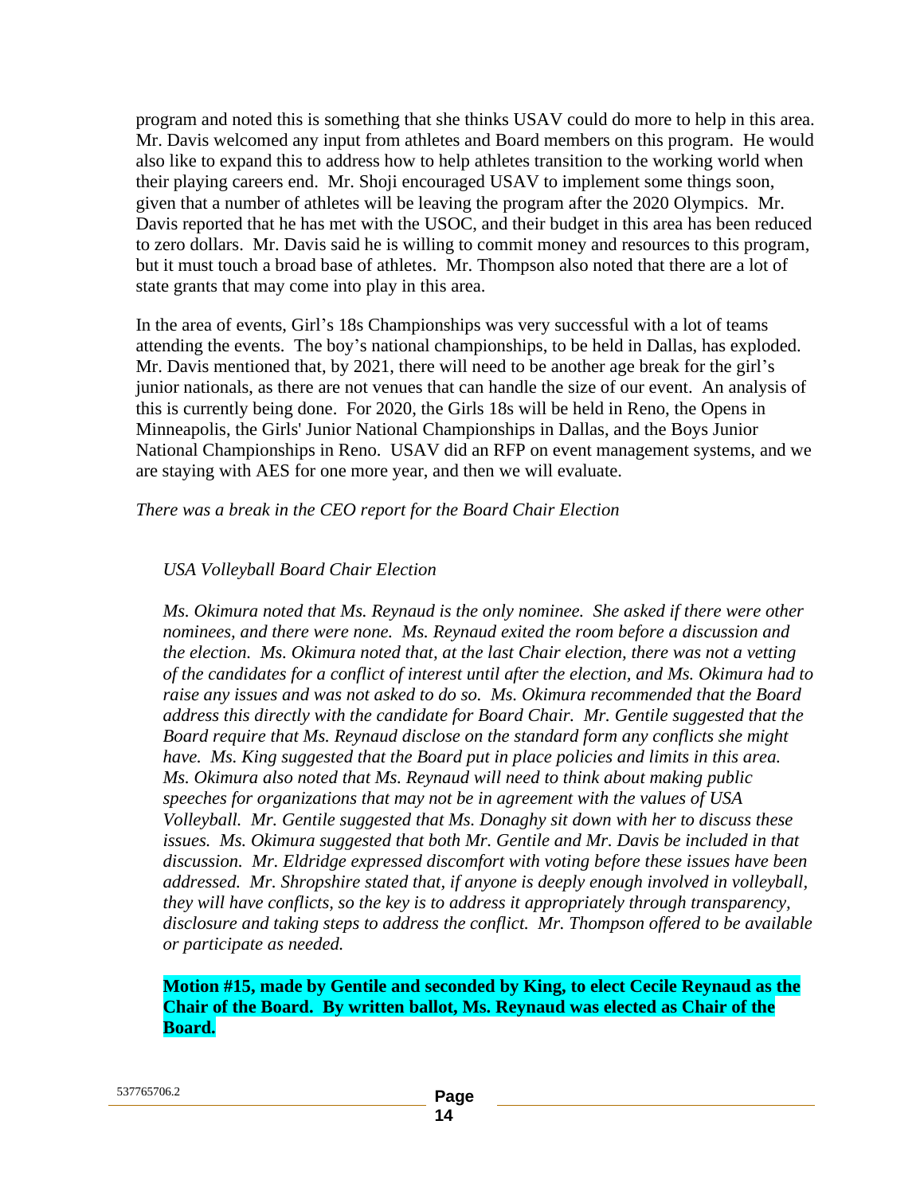program and noted this is something that she thinks USAV could do more to help in this area. Mr. Davis welcomed any input from athletes and Board members on this program. He would also like to expand this to address how to help athletes transition to the working world when their playing careers end. Mr. Shoji encouraged USAV to implement some things soon, given that a number of athletes will be leaving the program after the 2020 Olympics. Mr. Davis reported that he has met with the USOC, and their budget in this area has been reduced to zero dollars. Mr. Davis said he is willing to commit money and resources to this program, but it must touch a broad base of athletes. Mr. Thompson also noted that there are a lot of state grants that may come into play in this area.

In the area of events, Girl's 18s Championships was very successful with a lot of teams attending the events. The boy's national championships, to be held in Dallas, has exploded. Mr. Davis mentioned that, by 2021, there will need to be another age break for the girl's junior nationals, as there are not venues that can handle the size of our event. An analysis of this is currently being done. For 2020, the Girls 18s will be held in Reno, the Opens in Minneapolis, the Girls' Junior National Championships in Dallas, and the Boys Junior National Championships in Reno. USAV did an RFP on event management systems, and we are staying with AES for one more year, and then we will evaluate.

*There was a break in the CEO report for the Board Chair Election*

> *USA Volleyball Board Chair Election*
>
> *Ms. Okimura noted that Ms. Reynaud is the only nominee. She asked if there were other nominees, and there were none. Ms. Reynaud exited the room before a discussion and the election. Ms. Okimura noted that, at the last Chair election, there was not a vetting of the candidates for a conflict of interest until after the election, and Ms. Okimura had to raise any issues and was not asked to do so. Ms. Okimura recommended that the Board address this directly with the candidate for Board Chair. Mr. Gentile suggested that the Board require that Ms. Reynaud disclose on the standard form any conflicts she might have. Ms. King suggested that the Board put in place policies and limits in this area. Ms. Okimura also noted that Ms. Reynaud will need to think about making public speeches for organizations that may not be in agreement with the values of USA Volleyball. Mr. Gentile suggested that Ms. Donaghy sit down with her to discuss these issues. Ms. Okimura suggested that both Mr. Gentile and Mr. Davis be included in that discussion. Mr. Eldridge expressed discomfort with voting before these issues have been addressed. Mr. Shropshire stated that, if anyone is deeply enough involved in volleyball, they will have conflicts, so the key is to address it appropriately through transparency, disclosure and taking steps to address the conflict. Mr. Thompson offered to be available or participate as needed.*
>
> **Motion #15, made by Gentile and seconded by King, to elect Cecile Reynaud as the Chair of the Board. By written ballot, Ms. Reynaud was elected as Chair of the Board.**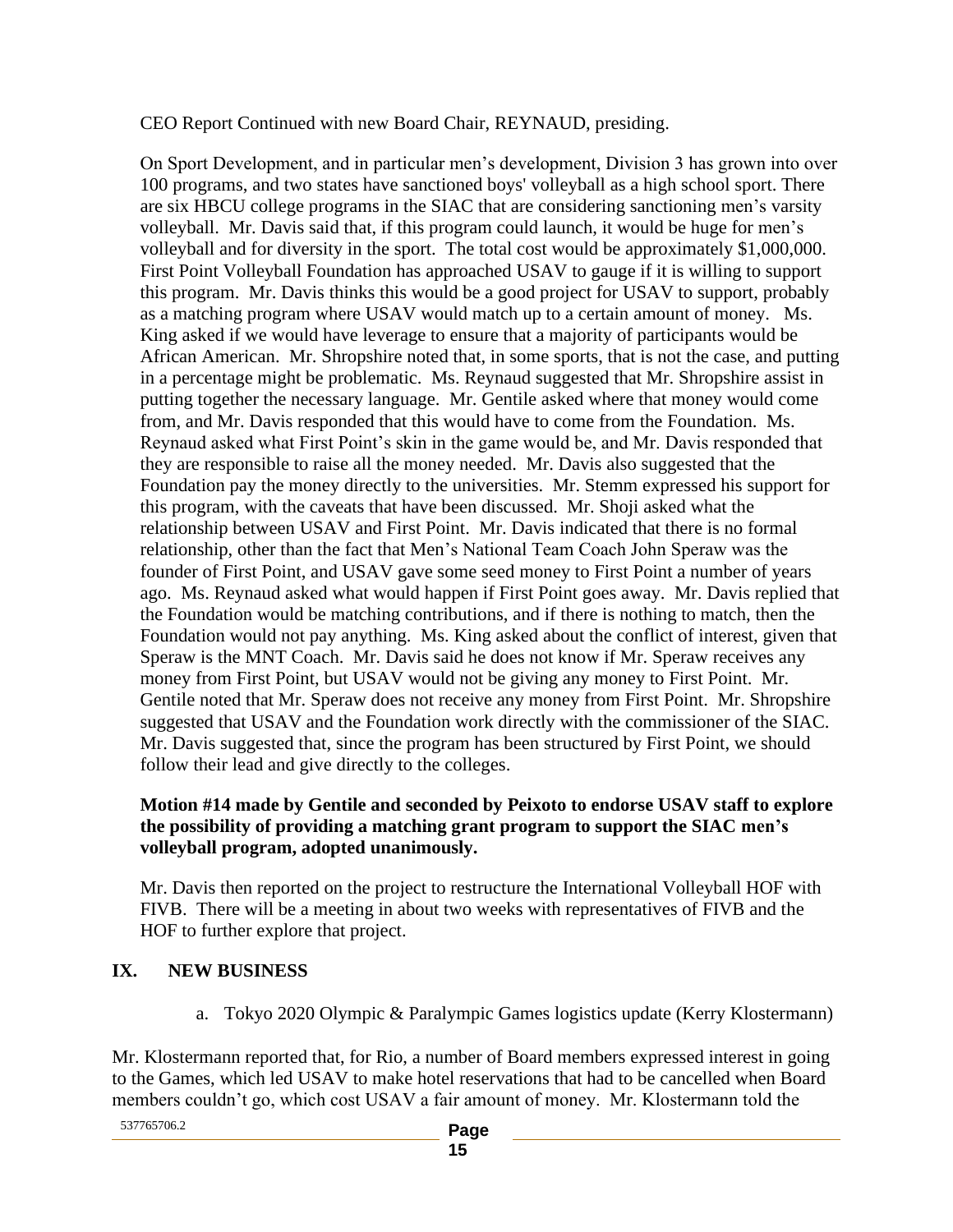CEO Report Continued with new Board Chair, REYNAUD, presiding.

On Sport Development, and in particular men's development, Division 3 has grown into over 100 programs, and two states have sanctioned boys' volleyball as a high school sport. There are six HBCU college programs in the SIAC that are considering sanctioning men's varsity volleyball. Mr. Davis said that, if this program could launch, it would be huge for men's volleyball and for diversity in the sport. The total cost would be approximately $1,000,000. First Point Volleyball Foundation has approached USAV to gauge if it is willing to support this program. Mr. Davis thinks this would be a good project for USAV to support, probably as a matching program where USAV would match up to a certain amount of money. Ms. King asked if we would have leverage to ensure that a majority of participants would be African American. Mr. Shropshire noted that, in some sports, that is not the case, and putting in a percentage might be problematic. Ms. Reynaud suggested that Mr. Shropshire assist in putting together the necessary language. Mr. Gentile asked where that money would come from, and Mr. Davis responded that this would have to come from the Foundation. Ms. Reynaud asked what First Point's skin in the game would be, and Mr. Davis responded that they are responsible to raise all the money needed. Mr. Davis also suggested that the Foundation pay the money directly to the universities. Mr. Stemm expressed his support for this program, with the caveats that have been discussed. Mr. Shoji asked what the relationship between USAV and First Point. Mr. Davis indicated that there is no formal relationship, other than the fact that Men's National Team Coach John Speraw was the founder of First Point, and USAV gave some seed money to First Point a number of years ago. Ms. Reynaud asked what would happen if First Point goes away. Mr. Davis replied that the Foundation would be matching contributions, and if there is nothing to match, then the Foundation would not pay anything. Ms. King asked about the conflict of interest, given that Speraw is the MNT Coach. Mr. Davis said he does not know if Mr. Speraw receives any money from First Point, but USAV would not be giving any money to First Point. Mr. Gentile noted that Mr. Speraw does not receive any money from First Point. Mr. Shropshire suggested that USAV and the Foundation work directly with the commissioner of the SIAC. Mr. Davis suggested that, since the program has been structured by First Point, we should follow their lead and give directly to the colleges.

**Motion #14 made by Gentile and seconded by Peixoto to endorse USAV staff to explore the possibility of providing a matching grant program to support the SIAC men's volleyball program, adopted unanimously.**

Mr. Davis then reported on the project to restructure the International Volleyball HOF with FIVB. There will be a meeting in about two weeks with representatives of FIVB and the HOF to further explore that project.

## IX. NEW BUSINESS

a. Tokyo 2020 Olympic & Paralympic Games logistics update (Kerry Klostermann)

Mr. Klostermann reported that, for Rio, a number of Board members expressed interest in going to the Games, which led USAV to make hotel reservations that had to be cancelled when Board members couldn't go, which cost USAV a fair amount of money. Mr. Klostermann told the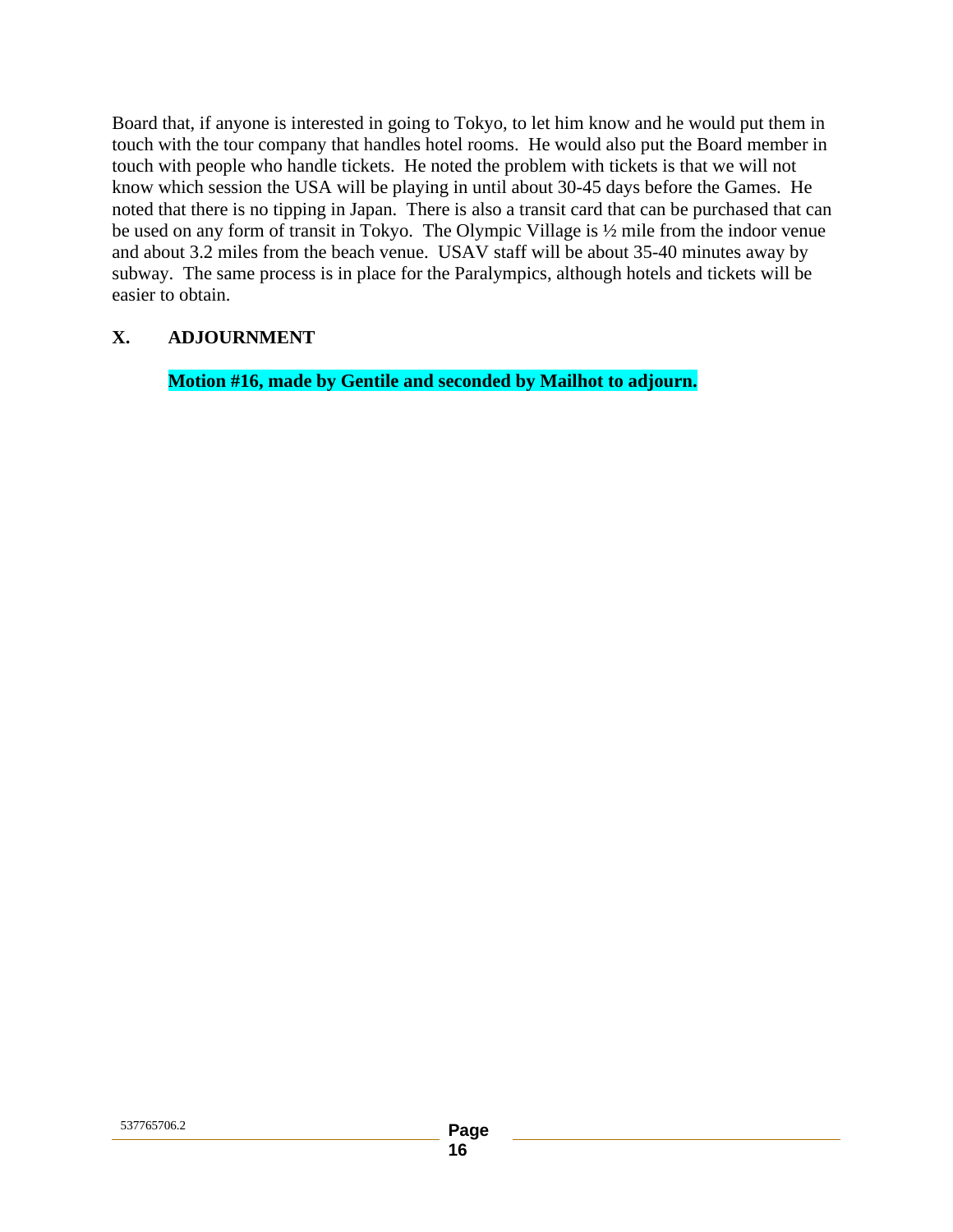Board that, if anyone is interested in going to Tokyo, to let him know and he would put them in touch with the tour company that handles hotel rooms. He would also put the Board member in touch with people who handle tickets. He noted the problem with tickets is that we will not know which session the USA will be playing in until about 30-45 days before the Games. He noted that there is no tipping in Japan. There is also a transit card that can be purchased that can be used on any form of transit in Tokyo. The Olympic Village is ½ mile from the indoor venue and about 3.2 miles from the beach venue. USAV staff will be about 35-40 minutes away by subway. The same process is in place for the Paralympics, although hotels and tickets will be easier to obtain.

## X. ADJOURNMENT

**Motion #16, made by Gentile and seconded by Mailhot to adjourn.**